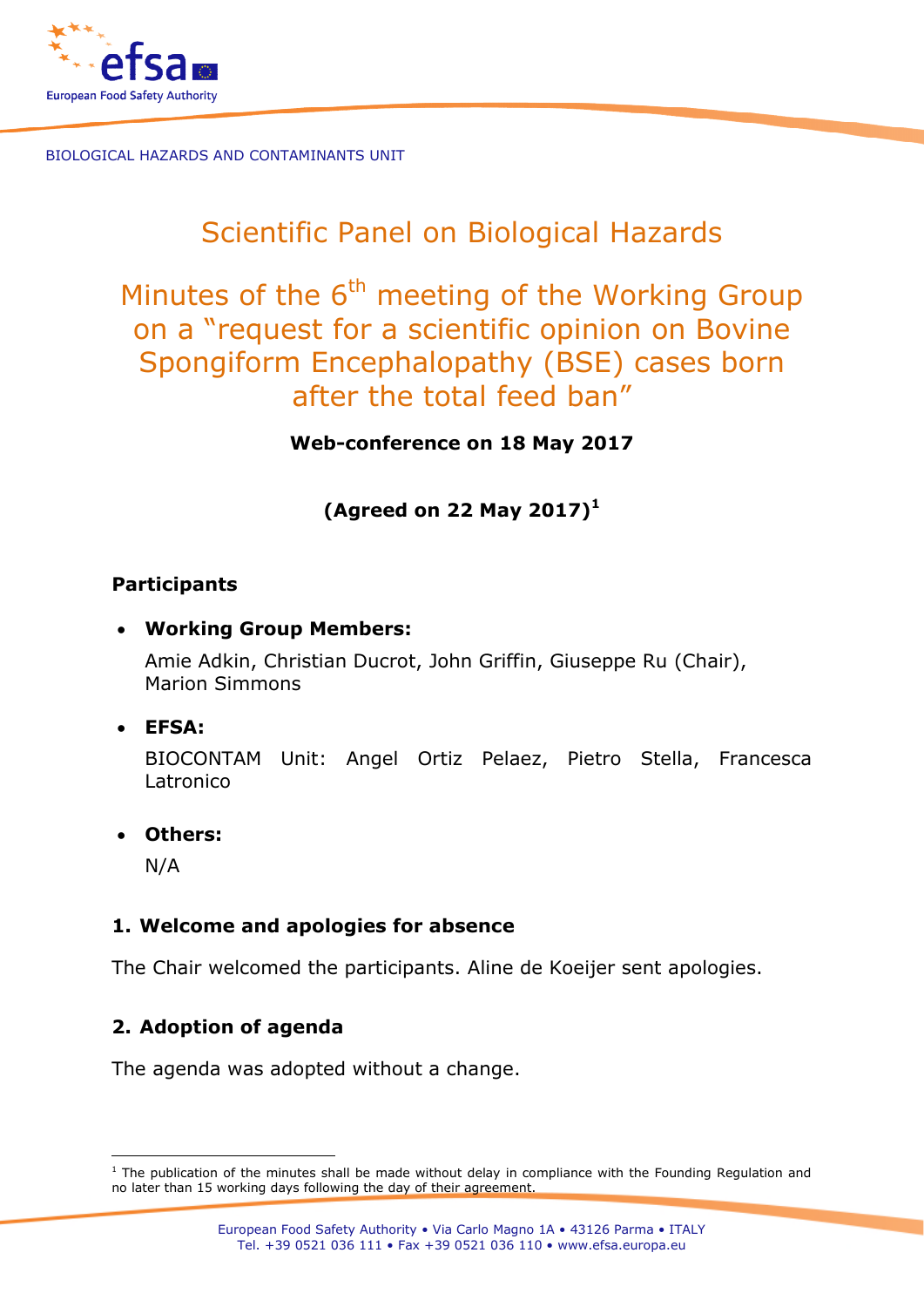BIOLOGICAL HAZARDS AND CONTAMINANTS UNIT

# Scientific Panel on Biological Hazards

# Minutes of the 6th meeting of the Working Group on a "request for a scientific opinion on Bovine Spongiform Encephalopathy (BSE) cases born after the total feed ban"

**Web-conference on 18 May 2017**

**(Agreed on 22 May 2017)[1]**

## Participants

- **Working Group Members:**

  Amie Adkin, Christian Ducrot, John Griffin, Giuseppe Ru (Chair), Marion Simmons

- **EFSA:**

  BIOCONTAM Unit: Angel Ortiz Pelaez, Pietro Stella, Francesca Latronico

- **Others:**

  N/A

## 1. Welcome and apologies for absence

The Chair welcomed the participants. Aline de Koeijer sent apologies.

## 2. Adoption of agenda

The agenda was adopted without a change.

[1] The publication of the minutes shall be made without delay in compliance with the Founding Regulation and no later than 15 working days following the day of their agreement.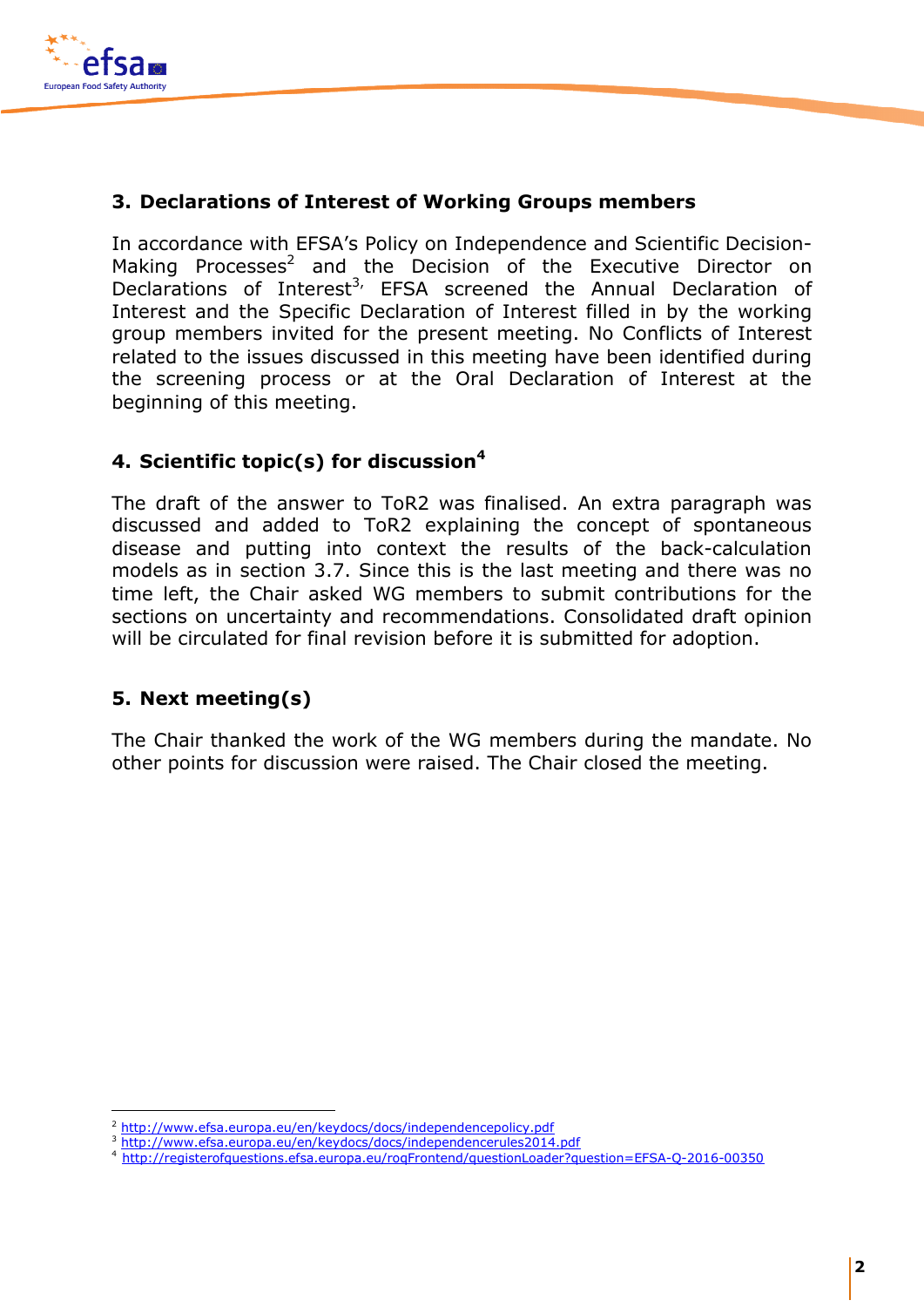## 3. Declarations of Interest of Working Groups members

In accordance with EFSA's Policy on Independence and Scientific Decision-Making Processes[2] and the Decision of the Executive Director on Declarations of Interest[3], EFSA screened the Annual Declaration of Interest and the Specific Declaration of Interest filled in by the working group members invited for the present meeting. No Conflicts of Interest related to the issues discussed in this meeting have been identified during the screening process or at the Oral Declaration of Interest at the beginning of this meeting.

## 4. Scientific topic(s) for discussion[4]

The draft of the answer to ToR2 was finalised. An extra paragraph was discussed and added to ToR2 explaining the concept of spontaneous disease and putting into context the results of the back-calculation models as in section 3.7. Since this is the last meeting and there was no time left, the Chair asked WG members to submit contributions for the sections on uncertainty and recommendations. Consolidated draft opinion will be circulated for final revision before it is submitted for adoption.

## 5. Next meeting(s)

The Chair thanked the work of the WG members during the mandate. No other points for discussion were raised. The Chair closed the meeting.

---

[2] http://www.efsa.europa.eu/en/keydocs/docs/independencepolicy.pdf
[3] http://www.efsa.europa.eu/en/keydocs/docs/independencerules2014.pdf
[4] http://registerofquestions.efsa.europa.eu/roqFrontend/questionLoader?question=EFSA-Q-2016-00350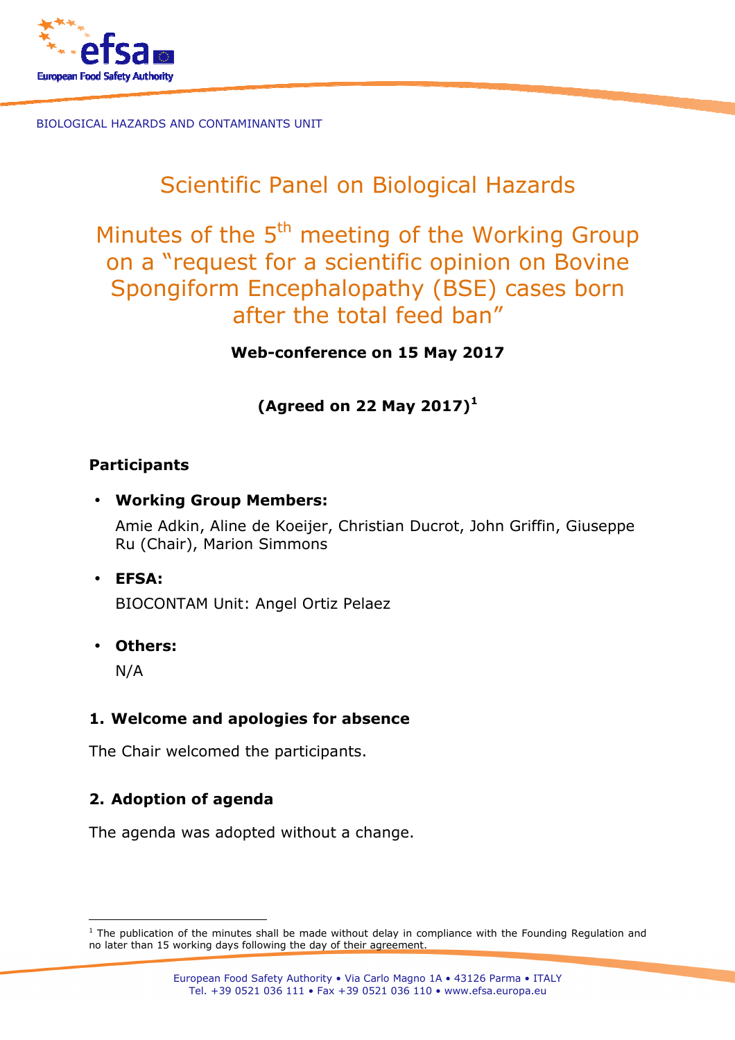BIOLOGICAL HAZARDS AND CONTAMINANTS UNIT

# Scientific Panel on Biological Hazards

# Minutes of the 5th meeting of the Working Group on a "request for a scientific opinion on Bovine Spongiform Encephalopathy (BSE) cases born after the total feed ban"

**Web-conference on 15 May 2017**

**(Agreed on 22 May 2017)[1]**

## Participants

- **Working Group Members:**

  Amie Adkin, Aline de Koeijer, Christian Ducrot, John Griffin, Giuseppe Ru (Chair), Marion Simmons

- **EFSA:**

  BIOCONTAM Unit: Angel Ortiz Pelaez

- **Others:**

  N/A

## 1. Welcome and apologies for absence

The Chair welcomed the participants.

## 2. Adoption of agenda

The agenda was adopted without a change.

[1] The publication of the minutes shall be made without delay in compliance with the Founding Regulation and no later than 15 working days following the day of their agreement.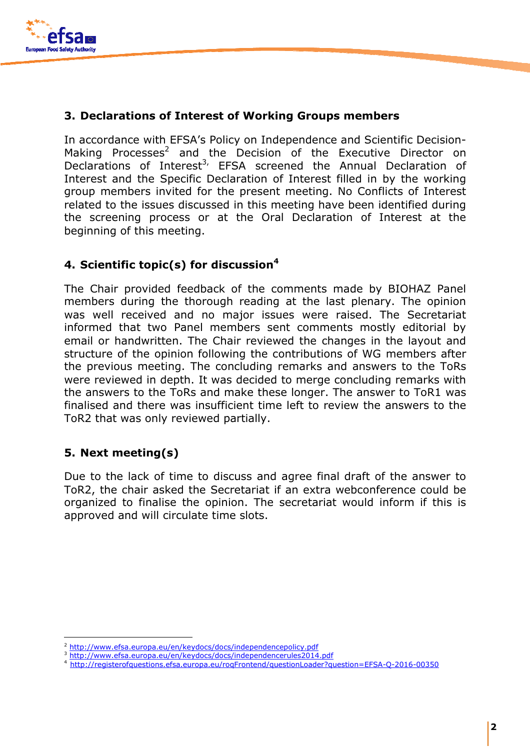## 3. Declarations of Interest of Working Groups members

In accordance with EFSA's Policy on Independence and Scientific Decision-Making Processes[2] and the Decision of the Executive Director on Declarations of Interest[3], EFSA screened the Annual Declaration of Interest and the Specific Declaration of Interest filled in by the working group members invited for the present meeting. No Conflicts of Interest related to the issues discussed in this meeting have been identified during the screening process or at the Oral Declaration of Interest at the beginning of this meeting.

## 4. Scientific topic(s) for discussion[4]

The Chair provided feedback of the comments made by BIOHAZ Panel members during the thorough reading at the last plenary. The opinion was well received and no major issues were raised. The Secretariat informed that two Panel members sent comments mostly editorial by email or handwritten. The Chair reviewed the changes in the layout and structure of the opinion following the contributions of WG members after the previous meeting. The concluding remarks and answers to the ToRs were reviewed in depth. It was decided to merge concluding remarks with the answers to the ToRs and make these longer. The answer to ToR1 was finalised and there was insufficient time left to review the answers to the ToR2 that was only reviewed partially.

## 5. Next meeting(s)

Due to the lack of time to discuss and agree final draft of the answer to ToR2, the chair asked the Secretariat if an extra webconference could be organized to finalise the opinion. The secretariat would inform if this is approved and will circulate time slots.

---

[2] http://www.efsa.europa.eu/en/keydocs/docs/independencepolicy.pdf
[3] http://www.efsa.europa.eu/en/keydocs/docs/independencerules2014.pdf
[4] http://registerofquestions.efsa.europa.eu/roqFrontend/questionLoader?question=EFSA-Q-2016-00350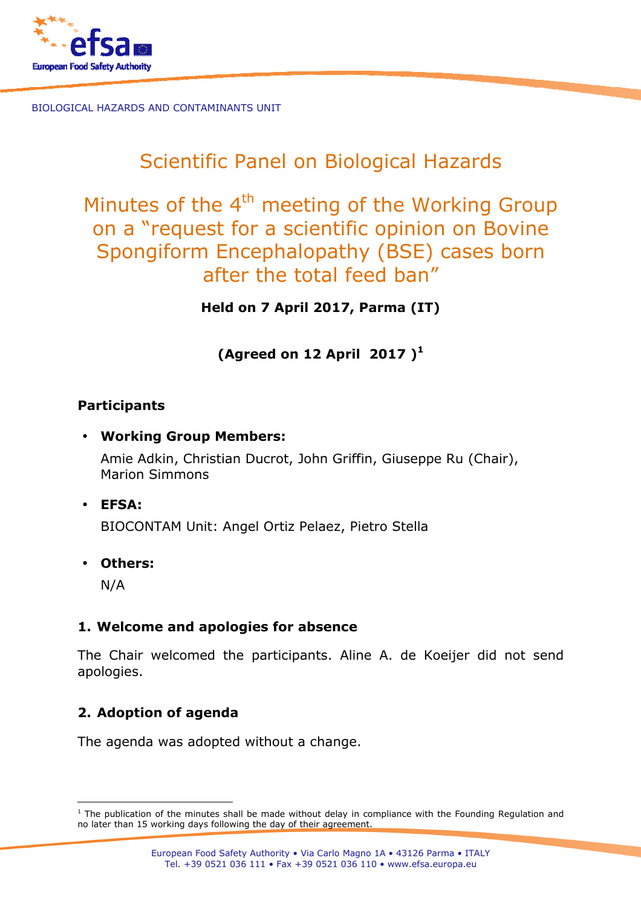BIOLOGICAL HAZARDS AND CONTAMINANTS UNIT

# Scientific Panel on Biological Hazards

# Minutes of the 4th meeting of the Working Group on a "request for a scientific opinion on Bovine Spongiform Encephalopathy (BSE) cases born after the total feed ban"

**Held on 7 April 2017, Parma (IT)**

**(Agreed on 12 April 2017 )[1]**

## Participants

- **Working Group Members:**

  Amie Adkin, Christian Ducrot, John Griffin, Giuseppe Ru (Chair), Marion Simmons

- **EFSA:**

  BIOCONTAM Unit: Angel Ortiz Pelaez, Pietro Stella

- **Others:**

  N/A

## 1. Welcome and apologies for absence

The Chair welcomed the participants. Aline A. de Koeijer did not send apologies.

## 2. Adoption of agenda

The agenda was adopted without a change.

[1] The publication of the minutes shall be made without delay in compliance with the Founding Regulation and no later than 15 working days following the day of their agreement.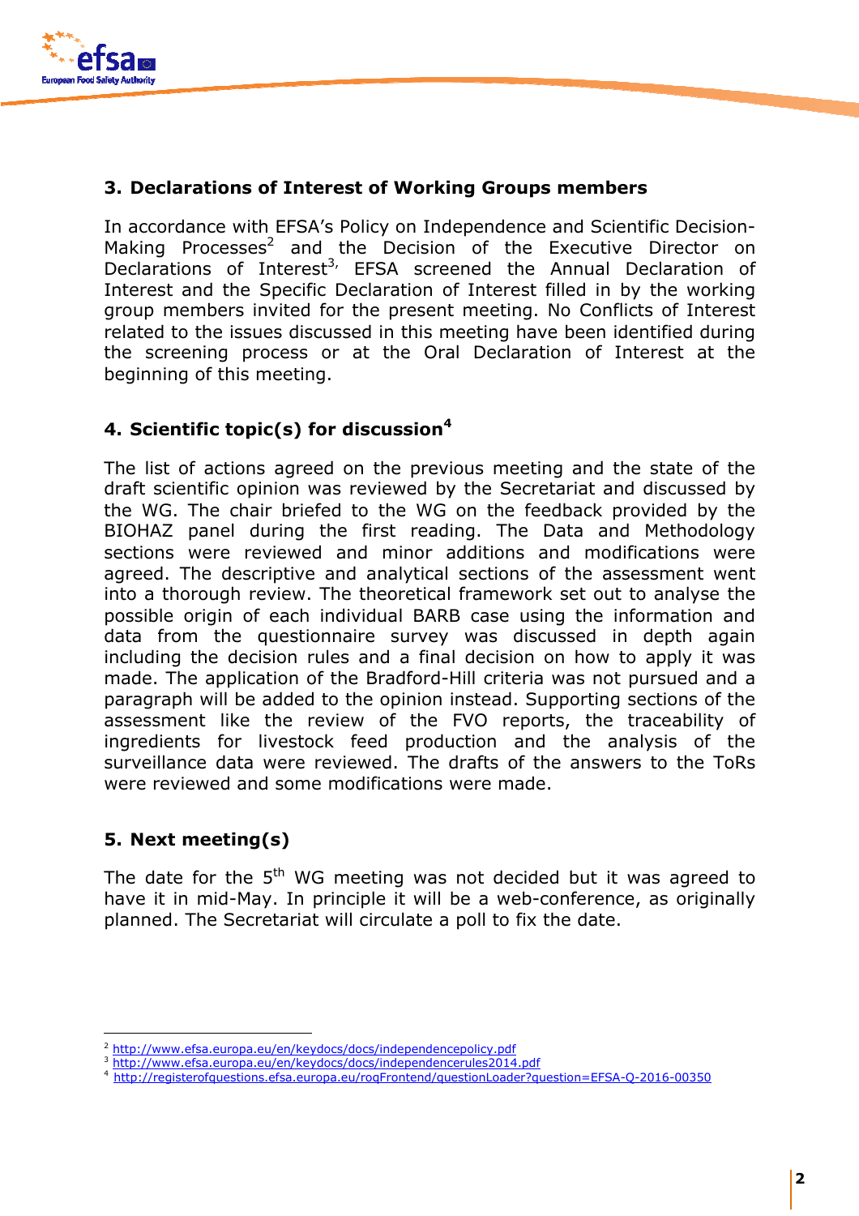## 3. Declarations of Interest of Working Groups members

In accordance with EFSA's Policy on Independence and Scientific Decision-Making Processes[2] and the Decision of the Executive Director on Declarations of Interest[3], EFSA screened the Annual Declaration of Interest and the Specific Declaration of Interest filled in by the working group members invited for the present meeting. No Conflicts of Interest related to the issues discussed in this meeting have been identified during the screening process or at the Oral Declaration of Interest at the beginning of this meeting.

## 4. Scientific topic(s) for discussion[4]

The list of actions agreed on the previous meeting and the state of the draft scientific opinion was reviewed by the Secretariat and discussed by the WG. The chair briefed to the WG on the feedback provided by the BIOHAZ panel during the first reading. The Data and Methodology sections were reviewed and minor additions and modifications were agreed. The descriptive and analytical sections of the assessment went into a thorough review. The theoretical framework set out to analyse the possible origin of each individual BARB case using the information and data from the questionnaire survey was discussed in depth again including the decision rules and a final decision on how to apply it was made. The application of the Bradford-Hill criteria was not pursued and a paragraph will be added to the opinion instead. Supporting sections of the assessment like the review of the FVO reports, the traceability of ingredients for livestock feed production and the analysis of the surveillance data were reviewed. The drafts of the answers to the ToRs were reviewed and some modifications were made.

## 5. Next meeting(s)

The date for the 5th WG meeting was not decided but it was agreed to have it in mid-May. In principle it will be a web-conference, as originally planned. The Secretariat will circulate a poll to fix the date.

---

[2] http://www.efsa.europa.eu/en/keydocs/docs/independencepolicy.pdf

[3] http://www.efsa.europa.eu/en/keydocs/docs/independencerules2014.pdf

[4] http://registerofquestions.efsa.europa.eu/roqFrontend/questionLoader?question=EFSA-Q-2016-00350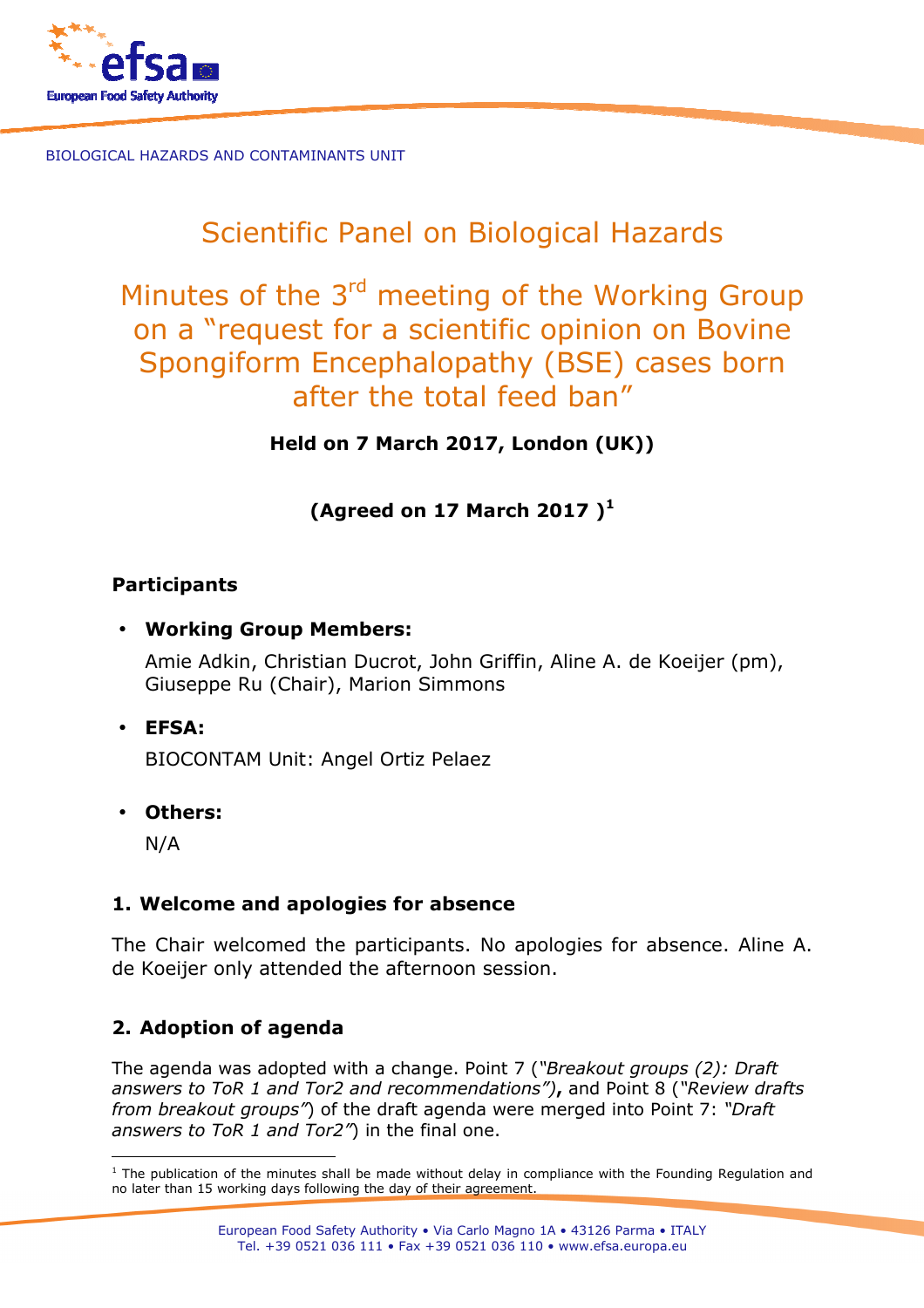BIOLOGICAL HAZARDS AND CONTAMINANTS UNIT

# Scientific Panel on Biological Hazards

# Minutes of the 3rd meeting of the Working Group on a "request for a scientific opinion on Bovine Spongiform Encephalopathy (BSE) cases born after the total feed ban"

**Held on 7 March 2017, London (UK))**

**(Agreed on 17 March 2017 )[1]**

## Participants

- **Working Group Members:**

  Amie Adkin, Christian Ducrot, John Griffin, Aline A. de Koeijer (pm), Giuseppe Ru (Chair), Marion Simmons

- **EFSA:**

  BIOCONTAM Unit: Angel Ortiz Pelaez

- **Others:**

  N/A

## 1. Welcome and apologies for absence

The Chair welcomed the participants. No apologies for absence. Aline A. de Koeijer only attended the afternoon session.

## 2. Adoption of agenda

The agenda was adopted with a change. Point 7 (*"Breakout groups (2): Draft answers to ToR 1 and Tor2 and recommendations")***,** and Point 8 (*"Review drafts from breakout groups"*) of the draft agenda were merged into Point 7: *"Draft answers to ToR 1 and Tor2"*) in the final one.

[1] The publication of the minutes shall be made without delay in compliance with the Founding Regulation and no later than 15 working days following the day of their agreement.

European Food Safety Authority • Via Carlo Magno 1A • 43126 Parma • ITALY
Tel. +39 0521 036 111 • Fax +39 0521 036 110 • www.efsa.europa.eu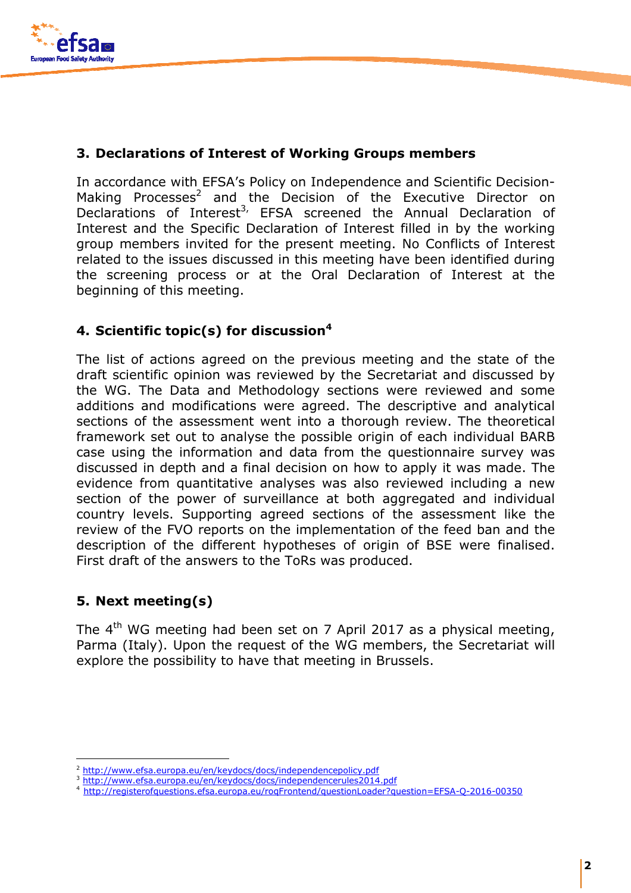## 3. Declarations of Interest of Working Groups members

In accordance with EFSA's Policy on Independence and Scientific Decision-Making Processes[2] and the Decision of the Executive Director on Declarations of Interest[3], EFSA screened the Annual Declaration of Interest and the Specific Declaration of Interest filled in by the working group members invited for the present meeting. No Conflicts of Interest related to the issues discussed in this meeting have been identified during the screening process or at the Oral Declaration of Interest at the beginning of this meeting.

## 4. Scientific topic(s) for discussion[4]

The list of actions agreed on the previous meeting and the state of the draft scientific opinion was reviewed by the Secretariat and discussed by the WG. The Data and Methodology sections were reviewed and some additions and modifications were agreed. The descriptive and analytical sections of the assessment went into a thorough review. The theoretical framework set out to analyse the possible origin of each individual BARB case using the information and data from the questionnaire survey was discussed in depth and a final decision on how to apply it was made. The evidence from quantitative analyses was also reviewed including a new section of the power of surveillance at both aggregated and individual country levels. Supporting agreed sections of the assessment like the review of the FVO reports on the implementation of the feed ban and the description of the different hypotheses of origin of BSE were finalised. First draft of the answers to the ToRs was produced.

## 5. Next meeting(s)

The 4th WG meeting had been set on 7 April 2017 as a physical meeting, Parma (Italy). Upon the request of the WG members, the Secretariat will explore the possibility to have that meeting in Brussels.

---

[2] http://www.efsa.europa.eu/en/keydocs/docs/independencepolicy.pdf

[3] http://www.efsa.europa.eu/en/keydocs/docs/independencerules2014.pdf

[4] http://registerofquestions.efsa.europa.eu/roqFrontend/questionLoader?question=EFSA-Q-2016-00350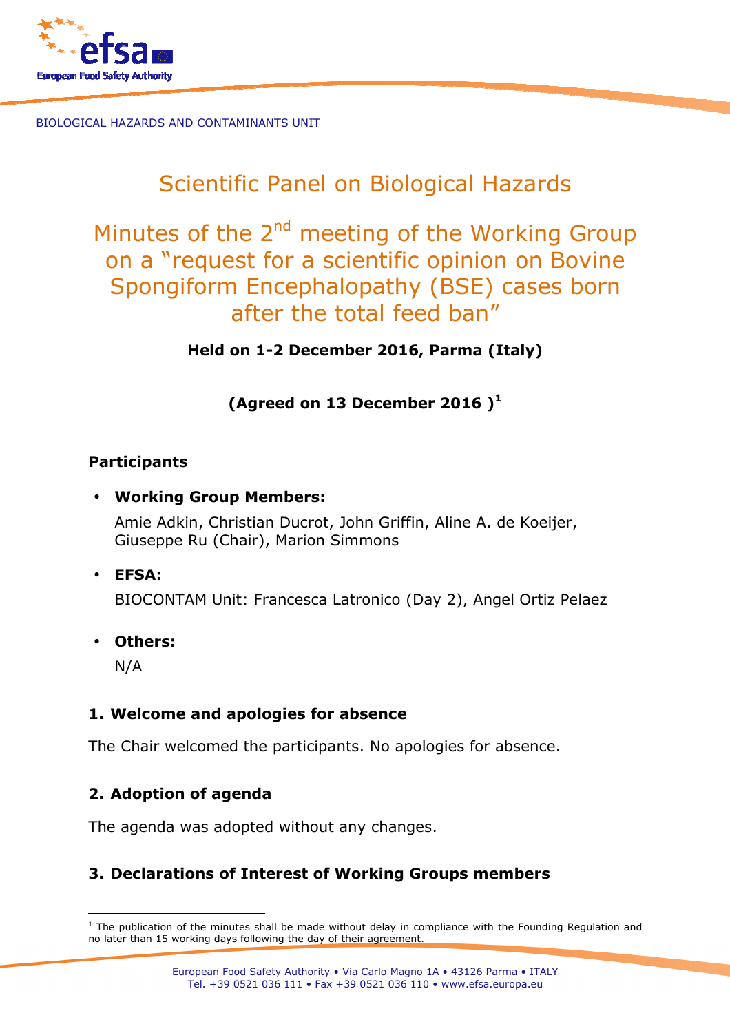BIOLOGICAL HAZARDS AND CONTAMINANTS UNIT

# Scientific Panel on Biological Hazards

# Minutes of the 2nd meeting of the Working Group on a "request for a scientific opinion on Bovine Spongiform Encephalopathy (BSE) cases born after the total feed ban"

**Held on 1-2 December 2016, Parma (Italy)**

**(Agreed on 13 December 2016 )[1]**

## Participants

- **Working Group Members:**

  Amie Adkin, Christian Ducrot, John Griffin, Aline A. de Koeijer, Giuseppe Ru (Chair), Marion Simmons

- **EFSA:**

  BIOCONTAM Unit: Francesca Latronico (Day 2), Angel Ortiz Pelaez

- **Others:**

  N/A

## 1. Welcome and apologies for absence

The Chair welcomed the participants. No apologies for absence.

## 2. Adoption of agenda

The agenda was adopted without any changes.

## 3. Declarations of Interest of Working Groups members

[1] The publication of the minutes shall be made without delay in compliance with the Founding Regulation and no later than 15 working days following the day of their agreement.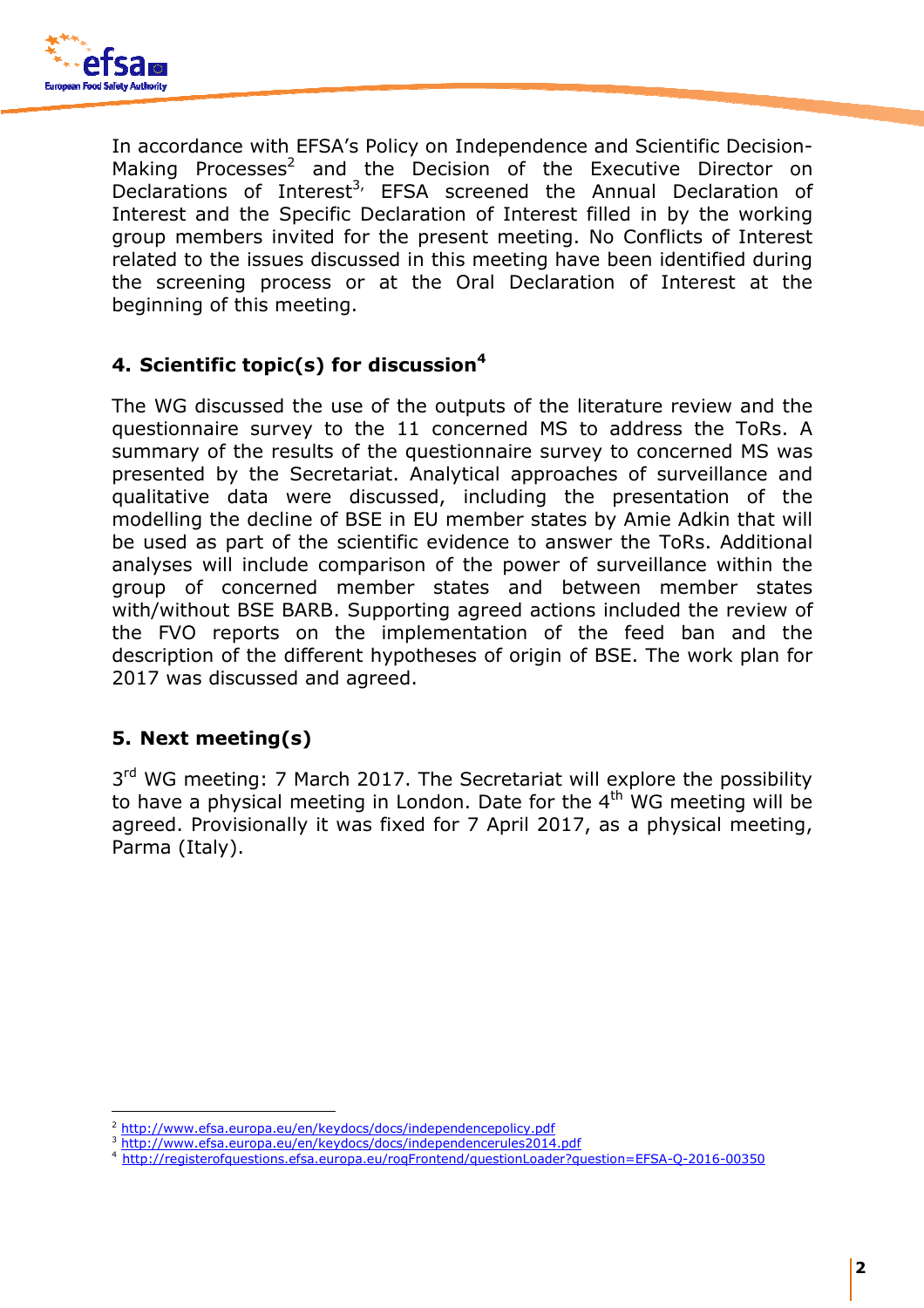In accordance with EFSA's Policy on Independence and Scientific Decision-Making Processes[2] and the Decision of the Executive Director on Declarations of Interest[3], EFSA screened the Annual Declaration of Interest and the Specific Declaration of Interest filled in by the working group members invited for the present meeting. No Conflicts of Interest related to the issues discussed in this meeting have been identified during the screening process or at the Oral Declaration of Interest at the beginning of this meeting.

## 4. Scientific topic(s) for discussion[4]

The WG discussed the use of the outputs of the literature review and the questionnaire survey to the 11 concerned MS to address the ToRs. A summary of the results of the questionnaire survey to concerned MS was presented by the Secretariat. Analytical approaches of surveillance and qualitative data were discussed, including the presentation of the modelling the decline of BSE in EU member states by Amie Adkin that will be used as part of the scientific evidence to answer the ToRs. Additional analyses will include comparison of the power of surveillance within the group of concerned member states and between member states with/without BSE BARB. Supporting agreed actions included the review of the FVO reports on the implementation of the feed ban and the description of the different hypotheses of origin of BSE. The work plan for 2017 was discussed and agreed.

## 5. Next meeting(s)

3rd WG meeting: 7 March 2017. The Secretariat will explore the possibility to have a physical meeting in London. Date for the 4th WG meeting will be agreed. Provisionally it was fixed for 7 April 2017, as a physical meeting, Parma (Italy).

---

[2] http://www.efsa.europa.eu/en/keydocs/docs/independencepolicy.pdf

[3] http://www.efsa.europa.eu/en/keydocs/docs/independencerules2014.pdf

[4] http://registerofquestions.efsa.europa.eu/roqFrontend/questionLoader?question=EFSA-Q-2016-00350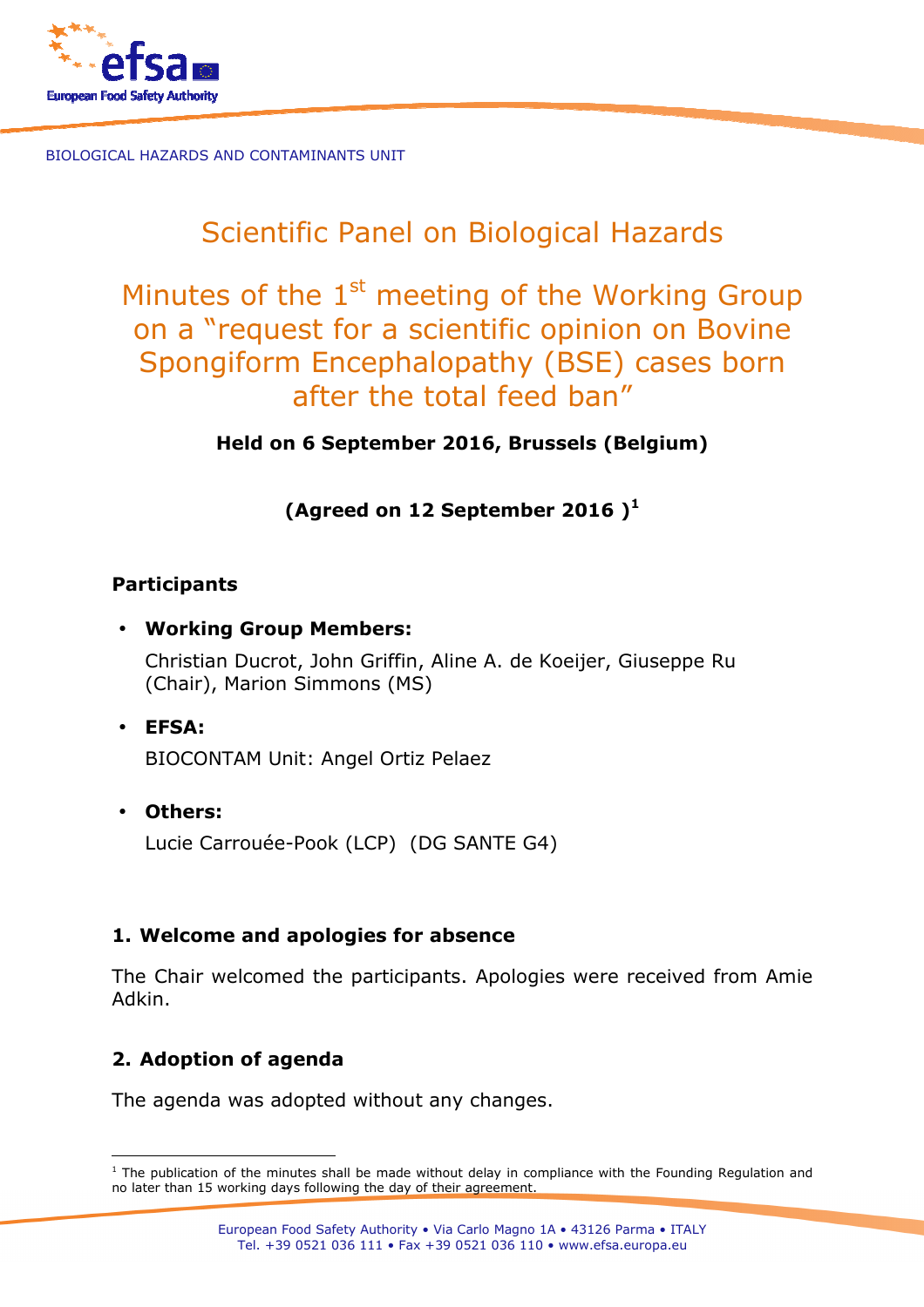BIOLOGICAL HAZARDS AND CONTAMINANTS UNIT

# Scientific Panel on Biological Hazards

# Minutes of the 1st meeting of the Working Group on a "request for a scientific opinion on Bovine Spongiform Encephalopathy (BSE) cases born after the total feed ban"

**Held on 6 September 2016, Brussels (Belgium)**

**(Agreed on 12 September 2016 )[1]**

## Participants

- **Working Group Members:**

  Christian Ducrot, John Griffin, Aline A. de Koeijer, Giuseppe Ru (Chair), Marion Simmons (MS)

- **EFSA:**

  BIOCONTAM Unit: Angel Ortiz Pelaez

- **Others:**

  Lucie Carrouée-Pook (LCP) (DG SANTE G4)

## 1. Welcome and apologies for absence

The Chair welcomed the participants. Apologies were received from Amie Adkin.

## 2. Adoption of agenda

The agenda was adopted without any changes.

[1] The publication of the minutes shall be made without delay in compliance with the Founding Regulation and no later than 15 working days following the day of their agreement.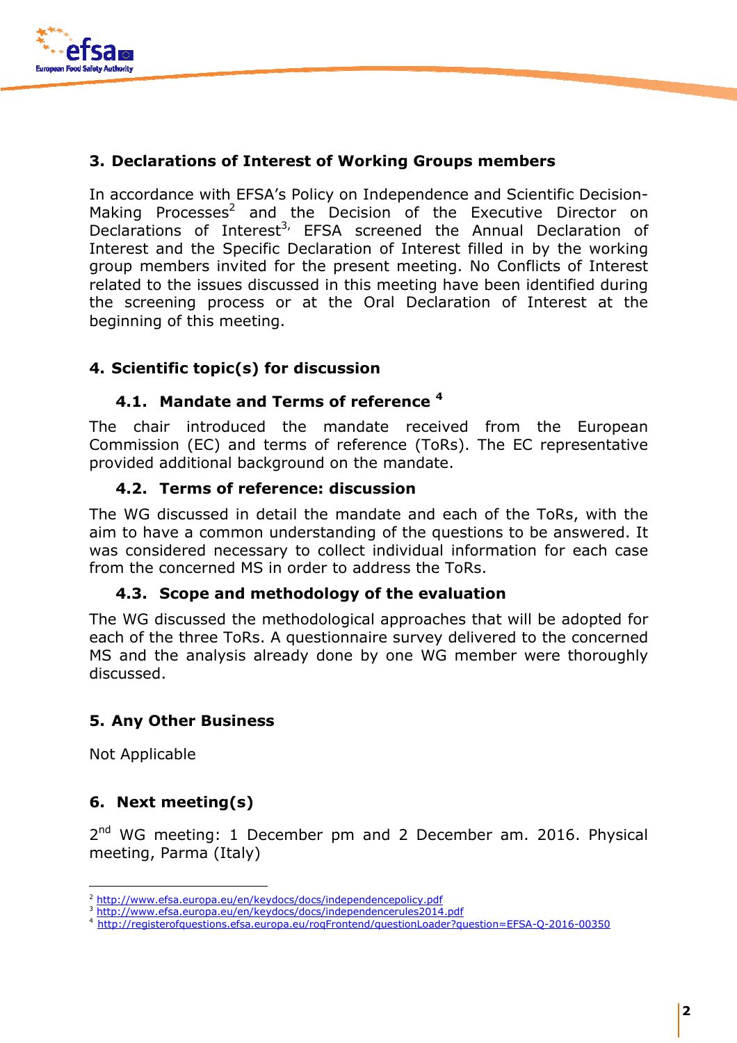## 3. Declarations of Interest of Working Groups members

In accordance with EFSA's Policy on Independence and Scientific Decision-Making Processes[2] and the Decision of the Executive Director on Declarations of Interest[3], EFSA screened the Annual Declaration of Interest and the Specific Declaration of Interest filled in by the working group members invited for the present meeting. No Conflicts of Interest related to the issues discussed in this meeting have been identified during the screening process or at the Oral Declaration of Interest at the beginning of this meeting.

## 4. Scientific topic(s) for discussion

### 4.1. Mandate and Terms of reference [4]

The chair introduced the mandate received from the European Commission (EC) and terms of reference (ToRs). The EC representative provided additional background on the mandate.

### 4.2. Terms of reference: discussion

The WG discussed in detail the mandate and each of the ToRs, with the aim to have a common understanding of the questions to be answered. It was considered necessary to collect individual information for each case from the concerned MS in order to address the ToRs.

### 4.3. Scope and methodology of the evaluation

The WG discussed the methodological approaches that will be adopted for each of the three ToRs. A questionnaire survey delivered to the concerned MS and the analysis already done by one WG member were thoroughly discussed.

## 5. Any Other Business

Not Applicable

## 6. Next meeting(s)

2nd WG meeting: 1 December pm and 2 December am. 2016. Physical meeting, Parma (Italy)

---

[2] http://www.efsa.europa.eu/en/keydocs/docs/independencepolicy.pdf

[3] http://www.efsa.europa.eu/en/keydocs/docs/independencerules2014.pdf

[4] http://registerofquestions.efsa.europa.eu/roqFrontend/questionLoader?question=EFSA-Q-2016-00350